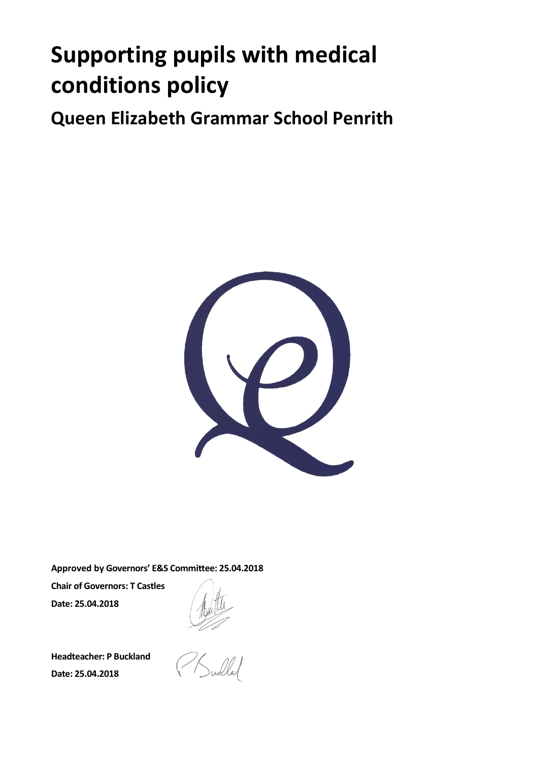# Supporting pupils with medical conditions policy

## Queen Elizabeth Grammar School Penrith

**Approved by Governors' E&S Committee: 25.04.2018**

**Chair of Governors: T Castles**

**Date: 25.04.2018**

**Headteacher: P Buckland**

**Date: 25.04.2018**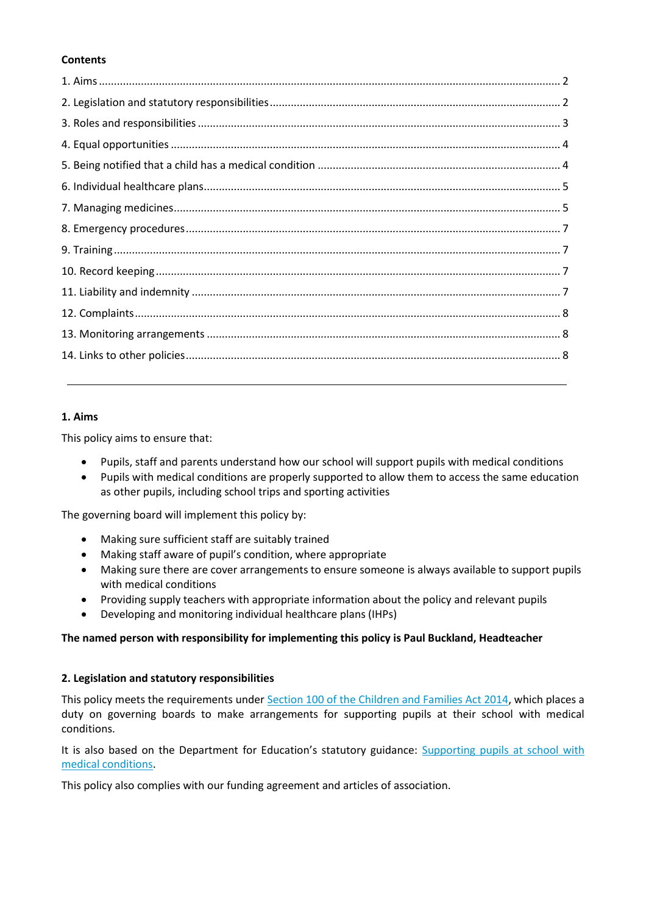**Contents**

1. Aims ........ 2
2. Legislation and statutory responsibilities ........ 2
3. Roles and responsibilities ........ 3
4. Equal opportunities ........ 4
5. Being notified that a child has a medical condition ........ 4
6. Individual healthcare plans ........ 5
7. Managing medicines ........ 5
8. Emergency procedures ........ 7
9. Training ........ 7
10. Record keeping ........ 7
11. Liability and indemnity ........ 7
12. Complaints ........ 8
13. Monitoring arrangements ........ 8
14. Links to other policies ........ 8

---

## 1. Aims

This policy aims to ensure that:

- Pupils, staff and parents understand how our school will support pupils with medical conditions
- Pupils with medical conditions are properly supported to allow them to access the same education as other pupils, including school trips and sporting activities

The governing board will implement this policy by:

- Making sure sufficient staff are suitably trained
- Making staff aware of pupil's condition, where appropriate
- Making sure there are cover arrangements to ensure someone is always available to support pupils with medical conditions
- Providing supply teachers with appropriate information about the policy and relevant pupils
- Developing and monitoring individual healthcare plans (IHPs)

**The named person with responsibility for implementing this policy is Paul Buckland, Headteacher**

## 2. Legislation and statutory responsibilities

This policy meets the requirements under Section 100 of the Children and Families Act 2014, which places a duty on governing boards to make arrangements for supporting pupils at their school with medical conditions.

It is also based on the Department for Education's statutory guidance: Supporting pupils at school with medical conditions.

This policy also complies with our funding agreement and articles of association.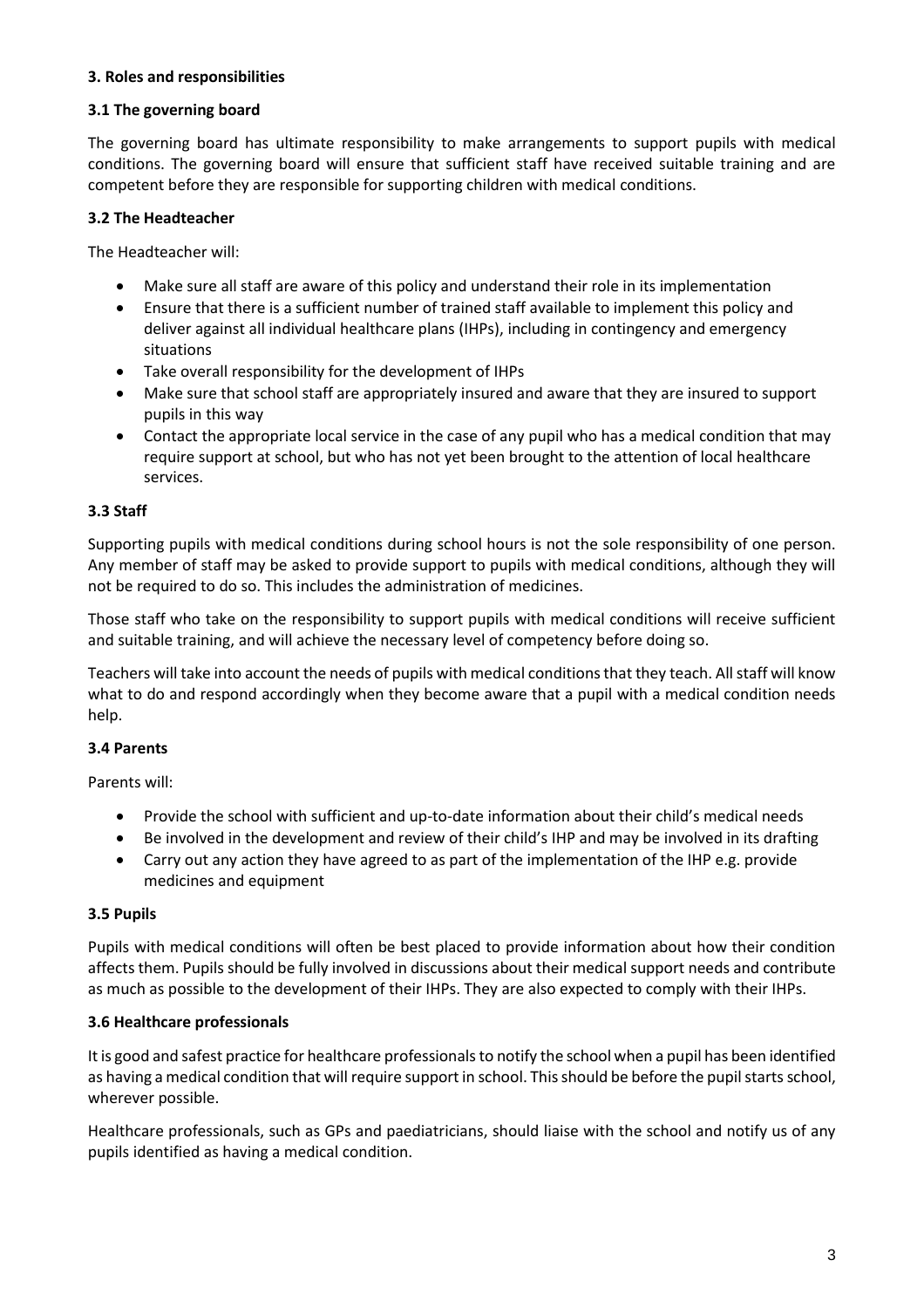## 3. Roles and responsibilities

### 3.1 The governing board

The governing board has ultimate responsibility to make arrangements to support pupils with medical conditions. The governing board will ensure that sufficient staff have received suitable training and are competent before they are responsible for supporting children with medical conditions.

### 3.2 The Headteacher

The Headteacher will:

- Make sure all staff are aware of this policy and understand their role in its implementation
- Ensure that there is a sufficient number of trained staff available to implement this policy and deliver against all individual healthcare plans (IHPs), including in contingency and emergency situations
- Take overall responsibility for the development of IHPs
- Make sure that school staff are appropriately insured and aware that they are insured to support pupils in this way
- Contact the appropriate local service in the case of any pupil who has a medical condition that may require support at school, but who has not yet been brought to the attention of local healthcare services.

### 3.3 Staff

Supporting pupils with medical conditions during school hours is not the sole responsibility of one person. Any member of staff may be asked to provide support to pupils with medical conditions, although they will not be required to do so. This includes the administration of medicines.

Those staff who take on the responsibility to support pupils with medical conditions will receive sufficient and suitable training, and will achieve the necessary level of competency before doing so.

Teachers will take into account the needs of pupils with medical conditions that they teach. All staff will know what to do and respond accordingly when they become aware that a pupil with a medical condition needs help.

### 3.4 Parents

Parents will:

- Provide the school with sufficient and up-to-date information about their child's medical needs
- Be involved in the development and review of their child's IHP and may be involved in its drafting
- Carry out any action they have agreed to as part of the implementation of the IHP e.g. provide medicines and equipment

### 3.5 Pupils

Pupils with medical conditions will often be best placed to provide information about how their condition affects them. Pupils should be fully involved in discussions about their medical support needs and contribute as much as possible to the development of their IHPs. They are also expected to comply with their IHPs.

### 3.6 Healthcare professionals

It is good and safest practice for healthcare professionals to notify the school when a pupil has been identified as having a medical condition that will require support in school. This should be before the pupil starts school, wherever possible.

Healthcare professionals, such as GPs and paediatricians, should liaise with the school and notify us of any pupils identified as having a medical condition.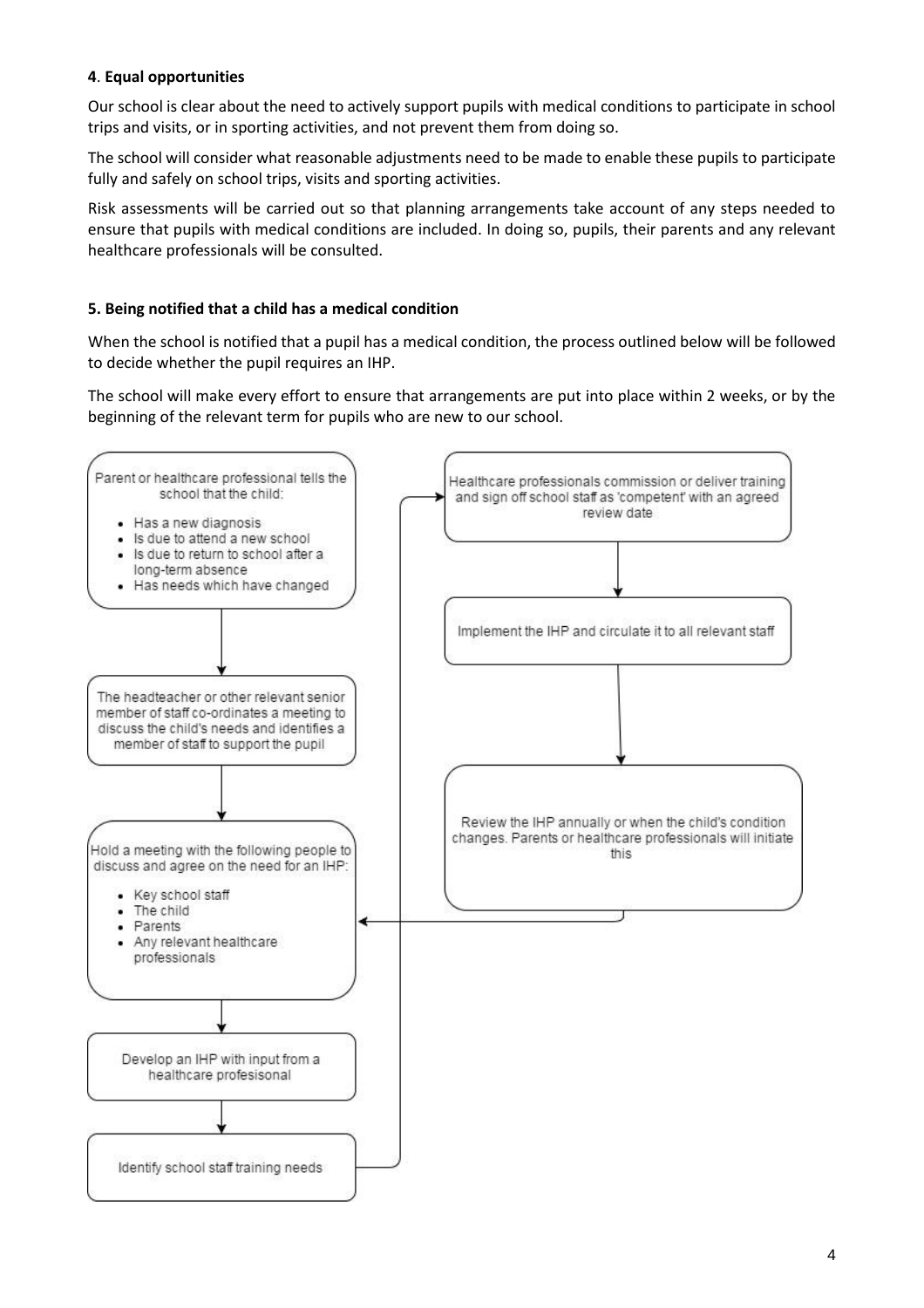**4**. **Equal opportunities**

Our school is clear about the need to actively support pupils with medical conditions to participate in school trips and visits, or in sporting activities, and not prevent them from doing so.

The school will consider what reasonable adjustments need to be made to enable these pupils to participate fully and safely on school trips, visits and sporting activities.

Risk assessments will be carried out so that planning arrangements take account of any steps needed to ensure that pupils with medical conditions are included. In doing so, pupils, their parents and any relevant healthcare professionals will be consulted.

**5. Being notified that a child has a medical condition**

When the school is notified that a pupil has a medical condition, the process outlined below will be followed to decide whether the pupil requires an IHP.

The school will make every effort to ensure that arrangements are put into place within 2 weeks, or by the beginning of the relevant term for pupils who are new to our school.

Parent or healthcare professional tells the school that the child:

- Has a new diagnosis
- Is due to attend a new school
- Is due to return to school after a long-term absence
- Has needs which have changed

↓

The headteacher or other relevant senior member of staff co-ordinates a meeting to discuss the child's needs and identifies a member of staff to support the pupil

↓

Hold a meeting with the following people to discuss and agree on the need for an IHP:

- Key school staff
- The child
- Parents
- Any relevant healthcare professionals

↓

Develop an IHP with input from a healthcare profesisonal

↓

Identify school staff training needs

↓

Healthcare professionals commission or deliver training and sign off school staff as 'competent' with an agreed review date

↓

Implement the IHP and circulate it to all relevant staff

↓

Review the IHP annually or when the child's condition changes. Parents or healthcare professionals will initiate this

↓ (returns to: Hold a meeting to discuss and agree on the need for an IHP)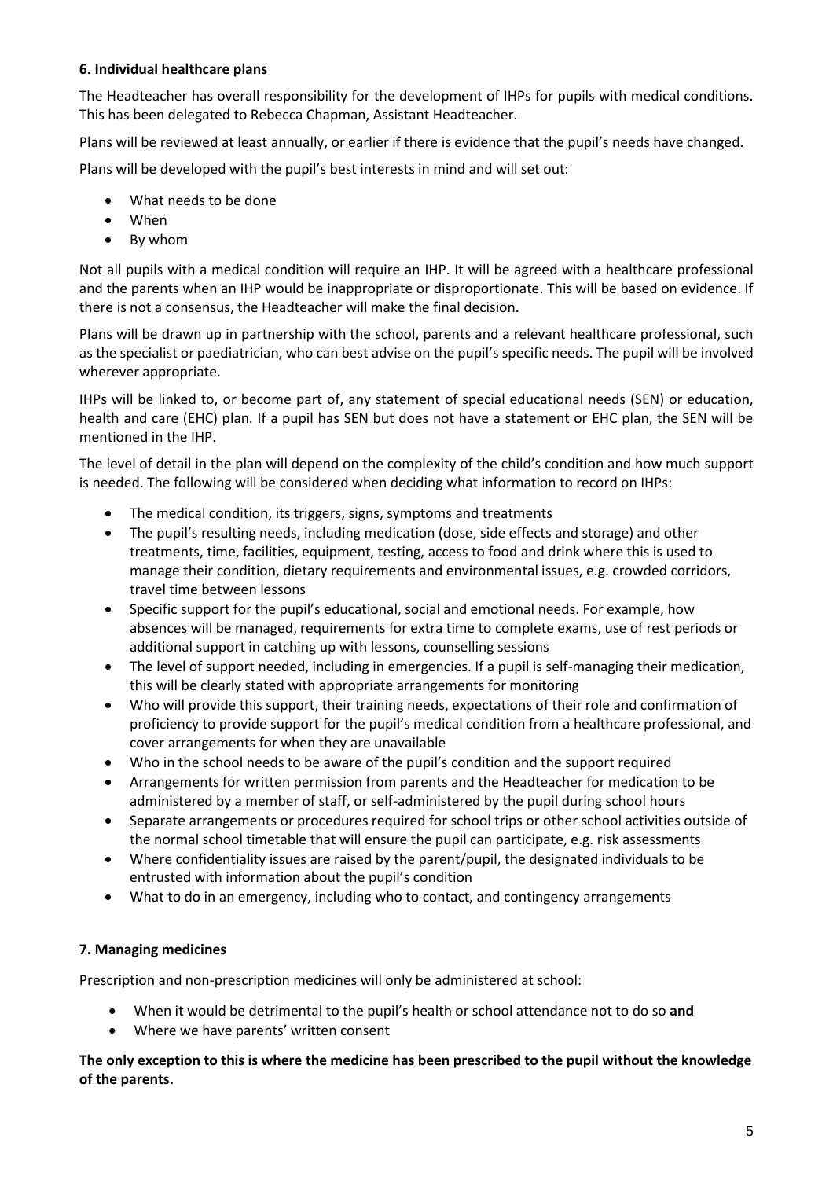### 6. Individual healthcare plans

The Headteacher has overall responsibility for the development of IHPs for pupils with medical conditions. This has been delegated to Rebecca Chapman, Assistant Headteacher.

Plans will be reviewed at least annually, or earlier if there is evidence that the pupil's needs have changed.

Plans will be developed with the pupil's best interests in mind and will set out:

- What needs to be done
- When
- By whom

Not all pupils with a medical condition will require an IHP. It will be agreed with a healthcare professional and the parents when an IHP would be inappropriate or disproportionate. This will be based on evidence. If there is not a consensus, the Headteacher will make the final decision.

Plans will be drawn up in partnership with the school, parents and a relevant healthcare professional, such as the specialist or paediatrician, who can best advise on the pupil's specific needs. The pupil will be involved wherever appropriate.

IHPs will be linked to, or become part of, any statement of special educational needs (SEN) or education, health and care (EHC) plan. If a pupil has SEN but does not have a statement or EHC plan, the SEN will be mentioned in the IHP.

The level of detail in the plan will depend on the complexity of the child's condition and how much support is needed. The following will be considered when deciding what information to record on IHPs:

- The medical condition, its triggers, signs, symptoms and treatments
- The pupil's resulting needs, including medication (dose, side effects and storage) and other treatments, time, facilities, equipment, testing, access to food and drink where this is used to manage their condition, dietary requirements and environmental issues, e.g. crowded corridors, travel time between lessons
- Specific support for the pupil's educational, social and emotional needs. For example, how absences will be managed, requirements for extra time to complete exams, use of rest periods or additional support in catching up with lessons, counselling sessions
- The level of support needed, including in emergencies. If a pupil is self-managing their medication, this will be clearly stated with appropriate arrangements for monitoring
- Who will provide this support, their training needs, expectations of their role and confirmation of proficiency to provide support for the pupil's medical condition from a healthcare professional, and cover arrangements for when they are unavailable
- Who in the school needs to be aware of the pupil's condition and the support required
- Arrangements for written permission from parents and the Headteacher for medication to be administered by a member of staff, or self-administered by the pupil during school hours
- Separate arrangements or procedures required for school trips or other school activities outside of the normal school timetable that will ensure the pupil can participate, e.g. risk assessments
- Where confidentiality issues are raised by the parent/pupil, the designated individuals to be entrusted with information about the pupil's condition
- What to do in an emergency, including who to contact, and contingency arrangements

### 7. Managing medicines

Prescription and non-prescription medicines will only be administered at school:

- When it would be detrimental to the pupil's health or school attendance not to do so **and**
- Where we have parents' written consent

**The only exception to this is where the medicine has been prescribed to the pupil without the knowledge of the parents.**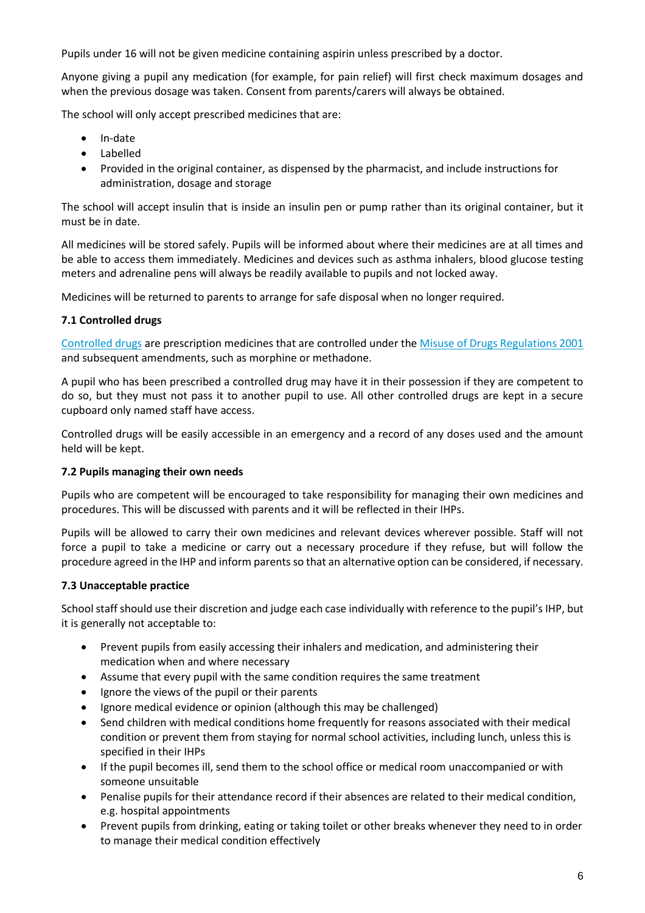Pupils under 16 will not be given medicine containing aspirin unless prescribed by a doctor.

Anyone giving a pupil any medication (for example, for pain relief) will first check maximum dosages and when the previous dosage was taken. Consent from parents/carers will always be obtained.

The school will only accept prescribed medicines that are:

- In-date
- Labelled
- Provided in the original container, as dispensed by the pharmacist, and include instructions for administration, dosage and storage

The school will accept insulin that is inside an insulin pen or pump rather than its original container, but it must be in date.

All medicines will be stored safely. Pupils will be informed about where their medicines are at all times and be able to access them immediately. Medicines and devices such as asthma inhalers, blood glucose testing meters and adrenaline pens will always be readily available to pupils and not locked away.

Medicines will be returned to parents to arrange for safe disposal when no longer required.

### 7.1 Controlled drugs

Controlled drugs are prescription medicines that are controlled under the Misuse of Drugs Regulations 2001 and subsequent amendments, such as morphine or methadone.

A pupil who has been prescribed a controlled drug may have it in their possession if they are competent to do so, but they must not pass it to another pupil to use. All other controlled drugs are kept in a secure cupboard only named staff have access.

Controlled drugs will be easily accessible in an emergency and a record of any doses used and the amount held will be kept.

### 7.2 Pupils managing their own needs

Pupils who are competent will be encouraged to take responsibility for managing their own medicines and procedures. This will be discussed with parents and it will be reflected in their IHPs.

Pupils will be allowed to carry their own medicines and relevant devices wherever possible. Staff will not force a pupil to take a medicine or carry out a necessary procedure if they refuse, but will follow the procedure agreed in the IHP and inform parents so that an alternative option can be considered, if necessary.

### 7.3 Unacceptable practice

School staff should use their discretion and judge each case individually with reference to the pupil's IHP, but it is generally not acceptable to:

- Prevent pupils from easily accessing their inhalers and medication, and administering their medication when and where necessary
- Assume that every pupil with the same condition requires the same treatment
- Ignore the views of the pupil or their parents
- Ignore medical evidence or opinion (although this may be challenged)
- Send children with medical conditions home frequently for reasons associated with their medical condition or prevent them from staying for normal school activities, including lunch, unless this is specified in their IHPs
- If the pupil becomes ill, send them to the school office or medical room unaccompanied or with someone unsuitable
- Penalise pupils for their attendance record if their absences are related to their medical condition, e.g. hospital appointments
- Prevent pupils from drinking, eating or taking toilet or other breaks whenever they need to in order to manage their medical condition effectively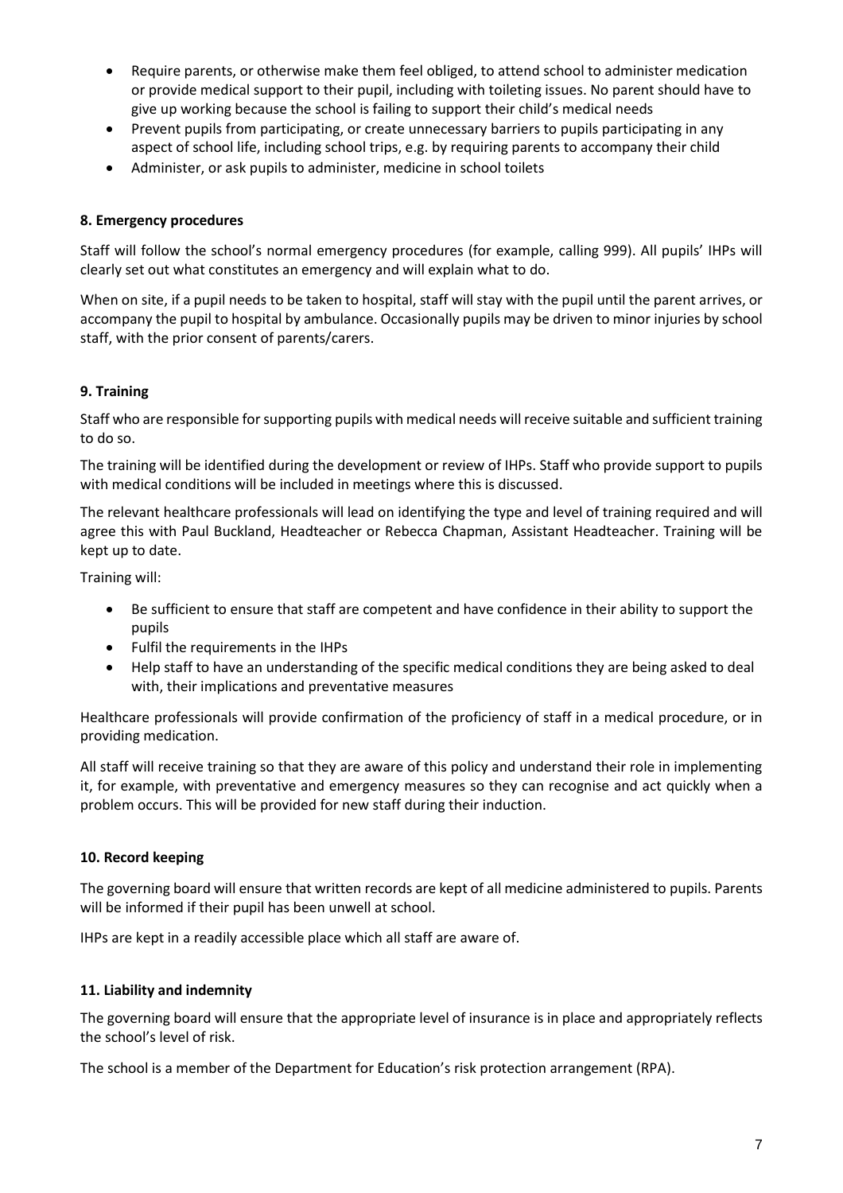- Require parents, or otherwise make them feel obliged, to attend school to administer medication or provide medical support to their pupil, including with toileting issues. No parent should have to give up working because the school is failing to support their child's medical needs
- Prevent pupils from participating, or create unnecessary barriers to pupils participating in any aspect of school life, including school trips, e.g. by requiring parents to accompany their child
- Administer, or ask pupils to administer, medicine in school toilets

**8. Emergency procedures**

Staff will follow the school's normal emergency procedures (for example, calling 999). All pupils' IHPs will clearly set out what constitutes an emergency and will explain what to do.

When on site, if a pupil needs to be taken to hospital, staff will stay with the pupil until the parent arrives, or accompany the pupil to hospital by ambulance. Occasionally pupils may be driven to minor injuries by school staff, with the prior consent of parents/carers.

**9. Training**

Staff who are responsible for supporting pupils with medical needs will receive suitable and sufficient training to do so.

The training will be identified during the development or review of IHPs. Staff who provide support to pupils with medical conditions will be included in meetings where this is discussed.

The relevant healthcare professionals will lead on identifying the type and level of training required and will agree this with Paul Buckland, Headteacher or Rebecca Chapman, Assistant Headteacher. Training will be kept up to date.

Training will:

- Be sufficient to ensure that staff are competent and have confidence in their ability to support the pupils
- Fulfil the requirements in the IHPs
- Help staff to have an understanding of the specific medical conditions they are being asked to deal with, their implications and preventative measures

Healthcare professionals will provide confirmation of the proficiency of staff in a medical procedure, or in providing medication.

All staff will receive training so that they are aware of this policy and understand their role in implementing it, for example, with preventative and emergency measures so they can recognise and act quickly when a problem occurs. This will be provided for new staff during their induction.

**10. Record keeping**

The governing board will ensure that written records are kept of all medicine administered to pupils. Parents will be informed if their pupil has been unwell at school.

IHPs are kept in a readily accessible place which all staff are aware of.

**11. Liability and indemnity**

The governing board will ensure that the appropriate level of insurance is in place and appropriately reflects the school's level of risk.

The school is a member of the Department for Education's risk protection arrangement (RPA).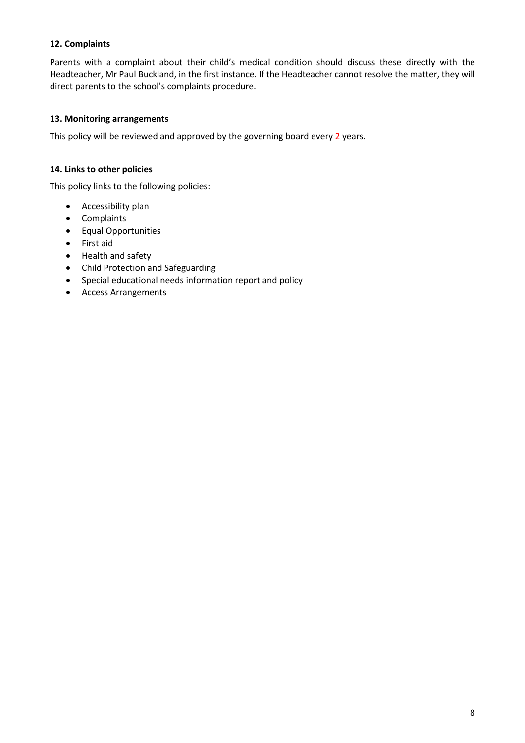**12. Complaints**

Parents with a complaint about their child's medical condition should discuss these directly with the Headteacher, Mr Paul Buckland, in the first instance. If the Headteacher cannot resolve the matter, they will direct parents to the school's complaints procedure.

**13. Monitoring arrangements**

This policy will be reviewed and approved by the governing board every 2 years.

**14. Links to other policies**

This policy links to the following policies:

- Accessibility plan
- Complaints
- Equal Opportunities
- First aid
- Health and safety
- Child Protection and Safeguarding
- Special educational needs information report and policy
- Access Arrangements